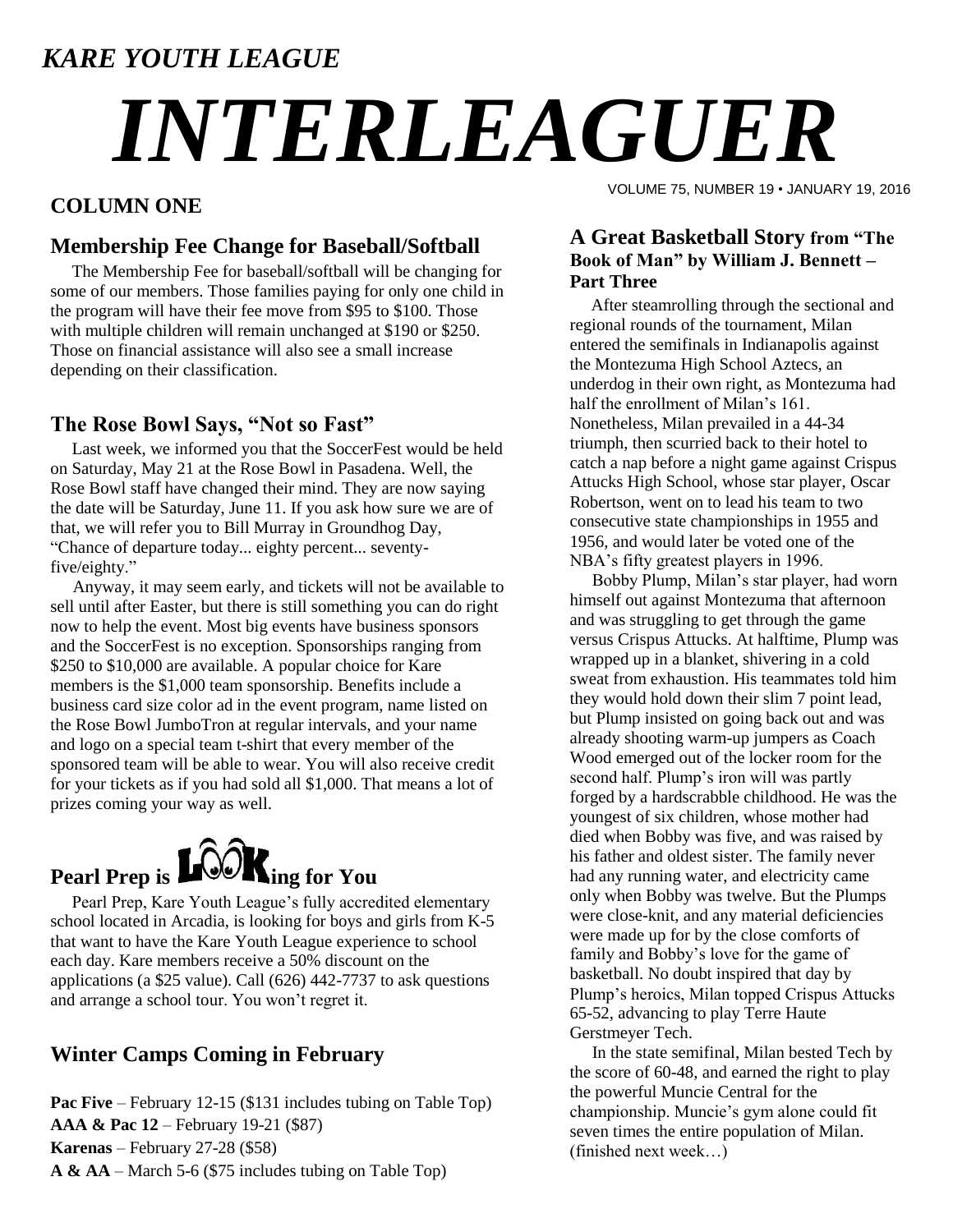*KARE YOUTH LEAGUE*

# *INTERLEAGUER*

VOLUME 75, NUMBER 19 • JANUARY 19, 2016

## COLUMN ONE

### Membership Fee Change for Baseball/Softball

The Membership Fee for baseball/softball will be changing for some of our members. Those families paying for only one child in the program will have their fee move from $95 to $100. Those with multiple children will remain unchanged at $190 or $250. Those on financial assistance will also see a small increase depending on their classification.

### The Rose Bowl Says, "Not so Fast"

Last week, we informed you that the SoccerFest would be held on Saturday, May 21 at the Rose Bowl in Pasadena. Well, the Rose Bowl staff have changed their mind. They are now saying the date will be Saturday, June 11. If you ask how sure we are of that, we will refer you to Bill Murray in Groundhog Day, "Chance of departure today... eighty percent... seventy-five/eighty."

Anyway, it may seem early, and tickets will not be available to sell until after Easter, but there is still something you can do right now to help the event. Most big events have business sponsors and the SoccerFest is no exception. Sponsorships ranging from $250 to $10,000 are available. A popular choice for Kare members is the $1,000 team sponsorship. Benefits include a business card size color ad in the event program, name listed on the Rose Bowl JumboTron at regular intervals, and your name and logo on a special team t-shirt that every member of the sponsored team will be able to wear. You will also receive credit for your tickets as if you had sold all $1,000. That means a lot of prizes coming your way as well.

### Pearl Prep is LOOKing for You

Pearl Prep, Kare Youth League's fully accredited elementary school located in Arcadia, is looking for boys and girls from K-5 that want to have the Kare Youth League experience to school each day. Kare members receive a 50% discount on the applications (a $25 value). Call (626) 442-7737 to ask questions and arrange a school tour. You won't regret it.

### Winter Camps Coming in February

**Pac Five** – February 12-15 ($131 includes tubing on Table Top)
**AAA & Pac 12** – February 19-21 ($87)
**Karenas** – February 27-28 ($58)
**A & AA** – March 5-6 ($75 includes tubing on Table Top)

### A Great Basketball Story from "The Book of Man" by William J. Bennett – Part Three

After steamrolling through the sectional and regional rounds of the tournament, Milan entered the semifinals in Indianapolis against the Montezuma High School Aztecs, an underdog in their own right, as Montezuma had half the enrollment of Milan's 161. Nonetheless, Milan prevailed in a 44-34 triumph, then scurried back to their hotel to catch a nap before a night game against Crispus Attucks High School, whose star player, Oscar Robertson, went on to lead his team to two consecutive state championships in 1955 and 1956, and would later be voted one of the NBA's fifty greatest players in 1996.

Bobby Plump, Milan's star player, had worn himself out against Montezuma that afternoon and was struggling to get through the game versus Crispus Attucks. At halftime, Plump was wrapped up in a blanket, shivering in a cold sweat from exhaustion. His teammates told him they would hold down their slim 7 point lead, but Plump insisted on going back out and was already shooting warm-up jumpers as Coach Wood emerged out of the locker room for the second half. Plump's iron will was partly forged by a hardscrabble childhood. He was the youngest of six children, whose mother had died when Bobby was five, and was raised by his father and oldest sister. The family never had any running water, and electricity came only when Bobby was twelve. But the Plumps were close-knit, and any material deficiencies were made up for by the close comforts of family and Bobby's love for the game of basketball. No doubt inspired that day by Plump's heroics, Milan topped Crispus Attucks 65-52, advancing to play Terre Haute Gerstmeyer Tech.

In the state semifinal, Milan bested Tech by the score of 60-48, and earned the right to play the powerful Muncie Central for the championship. Muncie's gym alone could fit seven times the entire population of Milan. (finished next week…)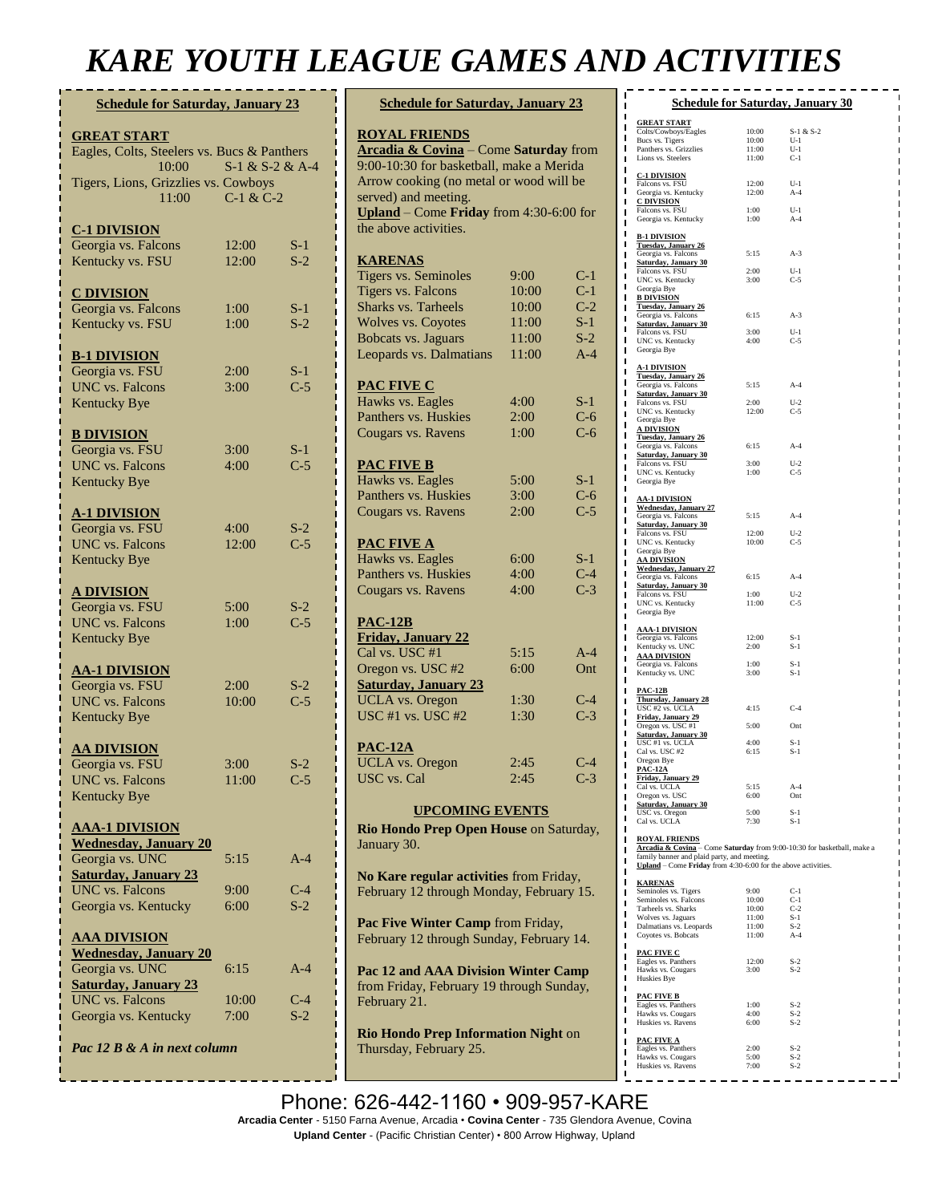# KARE YOUTH LEAGUE GAMES AND ACTIVITIES

## Schedule for Saturday, January 23

**GREAT START**

Eagles, Colts, Steelers vs. Bucs & Panthers
10:00 S-1 & S-2 & A-4

Tigers, Lions, Grizzlies vs. Cowboys
11:00 C-1 & C-2

**C-1 DIVISION**

| | | |
|---|---|---|
| Georgia vs. Falcons | 12:00 | S-1 |
| Kentucky vs. FSU | 12:00 | S-2 |

**C DIVISION**

| | | |
|---|---|---|
| Georgia vs. Falcons | 1:00 | S-1 |
| Kentucky vs. FSU | 1:00 | S-2 |

**B-1 DIVISION**

| | | |
|---|---|---|
| Georgia vs. FSU | 2:00 | S-1 |
| UNC vs. Falcons | 3:00 | C-5 |
| Kentucky Bye | | |

**B DIVISION**

| | | |
|---|---|---|
| Georgia vs. FSU | 3:00 | S-1 |
| UNC vs. Falcons | 4:00 | C-5 |
| Kentucky Bye | | |

**A-1 DIVISION**

| | | |
|---|---|---|
| Georgia vs. FSU | 4:00 | S-2 |
| UNC vs. Falcons | 12:00 | C-5 |
| Kentucky Bye | | |

**A DIVISION**

| | | |
|---|---|---|
| Georgia vs. FSU | 5:00 | S-2 |
| UNC vs. Falcons | 1:00 | C-5 |
| Kentucky Bye | | |

**AA-1 DIVISION**

| | | |
|---|---|---|
| Georgia vs. FSU | 2:00 | S-2 |
| UNC vs. Falcons | 10:00 | C-5 |
| Kentucky Bye | | |

**AA DIVISION**

| | | |
|---|---|---|
| Georgia vs. FSU | 3:00 | S-2 |
| UNC vs. Falcons | 11:00 | C-5 |
| Kentucky Bye | | |

**AAA-1 DIVISION**

| | | |
|---|---|---|
| **Wednesday, January 20** | | |
| Georgia vs. UNC | 5:15 | A-4 |
| **Saturday, January 23** | | |
| UNC vs. Falcons | 9:00 | C-4 |
| Georgia vs. Kentucky | 6:00 | S-2 |

**AAA DIVISION**

| | | |
|---|---|---|
| **Wednesday, January 20** | | |
| Georgia vs. UNC | 6:15 | A-4 |
| **Saturday, January 23** | | |
| UNC vs. Falcons | 10:00 | C-4 |
| Georgia vs. Kentucky | 7:00 | S-2 |

*Pac 12 B & A in next column*

## Schedule for Saturday, January 23

**ROYAL FRIENDS**

**Arcadia & Covina** – Come **Saturday** from 9:00-10:30 for basketball, make a Merida Arrow cooking (no metal or wood will be served) and meeting.

**Upland** – Come **Friday** from 4:30-6:00 for the above activities.

**KARENAS**

| | | |
|---|---|---|
| Tigers vs. Seminoles | 9:00 | C-1 |
| Tigers vs. Falcons | 10:00 | C-1 |
| Sharks vs. Tarheels | 10:00 | C-2 |
| Wolves vs. Coyotes | 11:00 | S-1 |
| Bobcats vs. Jaguars | 11:00 | S-2 |
| Leopards vs. Dalmatians | 11:00 | A-4 |

**PAC FIVE C**

| | | |
|---|---|---|
| Hawks vs. Eagles | 4:00 | S-1 |
| Panthers vs. Huskies | 2:00 | C-6 |
| Cougars vs. Ravens | 1:00 | C-6 |

**PAC FIVE B**

| | | |
|---|---|---|
| Hawks vs. Eagles | 5:00 | S-1 |
| Panthers vs. Huskies | 3:00 | C-6 |
| Cougars vs. Ravens | 2:00 | C-5 |

**PAC FIVE A**

| | | |
|---|---|---|
| Hawks vs. Eagles | 6:00 | S-1 |
| Panthers vs. Huskies | 4:00 | C-4 |
| Cougars vs. Ravens | 4:00 | C-3 |

**PAC-12B**

| | | |
|---|---|---|
| **Friday, January 22** | | |
| Cal vs. USC #1 | 5:15 | A-4 |
| Oregon vs. USC #2 | 6:00 | Ont |
| **Saturday, January 23** | | |
| UCLA vs. Oregon | 1:30 | C-4 |
| USC #1 vs. USC #2 | 1:30 | C-3 |

**PAC-12A**

| | | |
|---|---|---|
| UCLA vs. Oregon | 2:45 | C-4 |
| USC vs. Cal | 2:45 | C-3 |

### UPCOMING EVENTS

**Rio Hondo Prep Open House** on Saturday, January 30.

**No Kare regular activities** from Friday, February 12 through Monday, February 15.

**Pac Five Winter Camp** from Friday, February 12 through Sunday, February 14.

**Pac 12 and AAA Division Winter Camp** from Friday, February 19 through Sunday, February 21.

**Rio Hondo Prep Information Night** on Thursday, February 25.

## Schedule for Saturday, January 30

**GREAT START**

| | | |
|---|---|---|
| Colts/Cowboys/Eagles | 10:00 | S-1 & S-2 |
| Bucs vs. Tigers | 10:00 | U-1 |
| Panthers vs. Grizzlies | 11:00 | U-1 |
| Lions vs. Steelers | 11:00 | C-1 |

**C-1 DIVISION**

| | | |
|---|---|---|
| Falcons vs. FSU | 12:00 | U-1 |
| Georgia vs. Kentucky | 12:00 | A-4 |

**C DIVISION**

| | | |
|---|---|---|
| Falcons vs. FSU | 1:00 | U-1 |
| Georgia vs. Kentucky | 1:00 | A-4 |

**B-1 DIVISION**

| | | |
|---|---|---|
| **Tuesday, January 26** | | |
| Georgia vs. Falcons | 5:15 | A-3 |
| **Saturday, January 30** | | |
| Falcons vs. FSU | 2:00 | U-1 |
| UNC vs. Kentucky | 3:00 | C-5 |
| Georgia Bye | | |

**B DIVISION**

| | | |
|---|---|---|
| **Tuesday, January 26** | | |
| Georgia vs. Falcons | 6:15 | A-3 |
| **Saturday, January 30** | | |
| Falcons vs. FSU | 3:00 | U-1 |
| UNC vs. Kentucky | 4:00 | C-5 |
| Georgia Bye | | |

**A-1 DIVISION**

| | | |
|---|---|---|
| **Tuesday, January 26** | | |
| Georgia vs. Falcons | 5:15 | A-4 |
| **Saturday, January 30** | | |
| Falcons vs. FSU | 2:00 | U-2 |
| UNC vs. Kentucky | 12:00 | C-5 |
| Georgia Bye | | |

**A DIVISION**

| | | |
|---|---|---|
| **Tuesday, January 26** | | |
| Georgia vs. Falcons | 6:15 | A-4 |
| **Saturday, January 30** | | |
| Falcons vs. FSU | 3:00 | U-2 |
| UNC vs. Kentucky | 1:00 | C-5 |
| Georgia Bye | | |

**AA-1 DIVISION**

| | | |
|---|---|---|
| **Wednesday, January 27** | | |
| Georgia vs. Falcons | 5:15 | A-4 |
| **Saturday, January 30** | | |
| Falcons vs. FSU | 12:00 | U-2 |
| UNC vs. Kentucky | 10:00 | C-5 |
| Georgia Bye | | |

**AA DIVISION**

| | | |
|---|---|---|
| **Wednesday, January 27** | | |
| Georgia vs. Falcons | 6:15 | A-4 |
| **Saturday, January 30** | | |
| Falcons vs. FSU | 1:00 | U-2 |
| UNC vs. Kentucky | 11:00 | C-5 |
| Georgia Bye | | |

**AAA-1 DIVISION**

| | | |
|---|---|---|
| Georgia vs. Falcons | 12:00 | S-1 |
| Kentucky vs. UNC | 2:00 | S-1 |

**AAA DIVISION**

| | | |
|---|---|---|
| Georgia vs. Falcons | 1:00 | S-1 |
| Kentucky vs. UNC | 3:00 | S-1 |

**PAC-12B**

| | | |
|---|---|---|
| **Thursday, January 28** | | |
| USC #2 vs. UCLA | 4:15 | C-4 |
| **Friday, January 29** | | |
| Oregon vs. USC #1 | 5:00 | Ont |
| **Saturday, January 30** | | |
| USC #1 vs. UCLA | 4:00 | S-1 |
| Cal vs. USC #2 | 6:15 | S-1 |
| Oregon Bye | | |

**PAC-12A**

| | | |
|---|---|---|
| **Friday, January 29** | | |
| Cal vs. UCLA | 5:15 | A-4 |
| Oregon vs. USC | 6:00 | Ont |
| **Saturday, January 30** | | |
| USC vs. Oregon | 5:00 | S-1 |
| Cal vs. UCLA | 7:30 | S-1 |

**ROYAL FRIENDS**

**Arcadia & Covina** – Come **Saturday** from 9:00-10:30 for basketball, make a family banner and plaid party, and meeting.

**Upland** – Come **Friday** from 4:30-6:00 for the above activities.

**KARENAS**

| | | |
|---|---|---|
| Seminoles vs. Tigers | 9:00 | C-1 |
| Seminoles vs. Falcons | 10:00 | C-1 |
| Tarheels vs. Sharks | 10:00 | C-2 |
| Wolves vs. Jaguars | 11:00 | S-1 |
| Dalmatians vs. Leopards | 11:00 | S-2 |
| Coyotes vs. Bobcats | 11:00 | A-4 |

**PAC FIVE C**

| | | |
|---|---|---|
| Eagles vs. Panthers | 12:00 | S-2 |
| Hawks vs. Cougars | 3:00 | S-2 |
| Huskies Bye | | |

**PAC FIVE B**

| | | |
|---|---|---|
| Eagles vs. Panthers | 1:00 | S-2 |
| Hawks vs. Cougars | 4:00 | S-2 |
| Huskies vs. Ravens | 6:00 | S-2 |

**PAC FIVE A**

| | | |
|---|---|---|
| Eagles vs. Panthers | 2:00 | S-2 |
| Hawks vs. Cougars | 5:00 | S-2 |
| Huskies vs. Ravens | 7:00 | S-2 |

Phone: 626-442-1160 • 909-957-KARE

**Arcadia Center** - 5150 Farna Avenue, Arcadia • **Covina Center** - 735 Glendora Avenue, Covina

**Upland Center** - (Pacific Christian Center) • 800 Arrow Highway, Upland